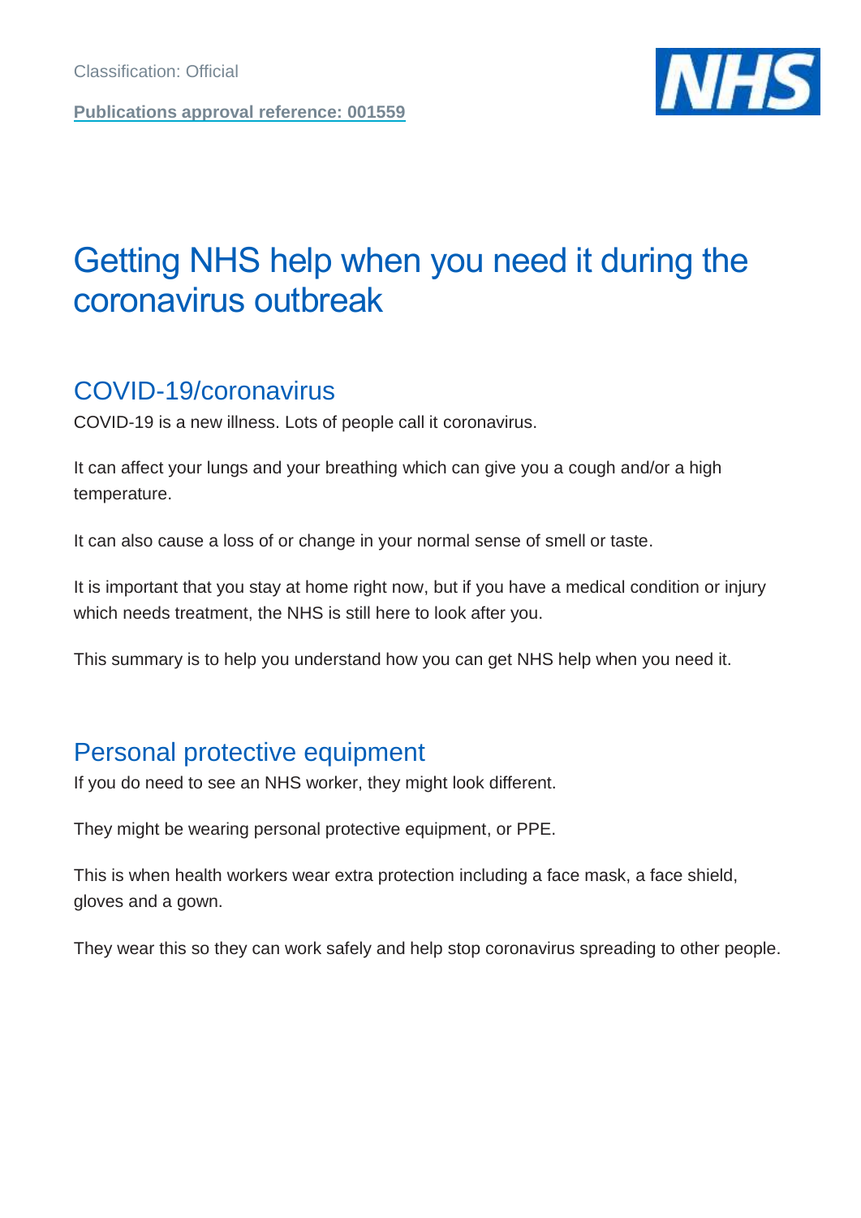Classification: Official

**Publications approval reference: 001559**

# Getting NHS help when you need it during the coronavirus outbreak

## COVID-19/coronavirus

COVID-19 is a new illness. Lots of people call it coronavirus.

It can affect your lungs and your breathing which can give you a cough and/or a high temperature.

It can also cause a loss of or change in your normal sense of smell or taste.

It is important that you stay at home right now, but if you have a medical condition or injury which needs treatment, the NHS is still here to look after you.

This summary is to help you understand how you can get NHS help when you need it.

## Personal protective equipment

If you do need to see an NHS worker, they might look different.

They might be wearing personal protective equipment, or PPE.

This is when health workers wear extra protection including a face mask, a face shield, gloves and a gown.

They wear this so they can work safely and help stop coronavirus spreading to other people.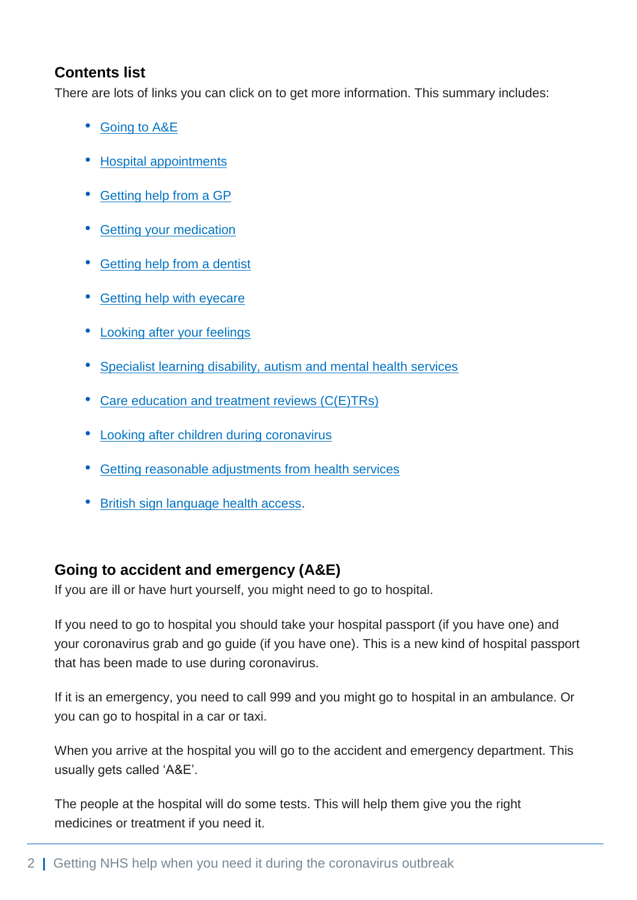## Contents list

There are lots of links you can click on to get more information. This summary includes:

- Going to A&E
- Hospital appointments
- Getting help from a GP
- Getting your medication
- Getting help from a dentist
- Getting help with eyecare
- Looking after your feelings
- Specialist learning disability, autism and mental health services
- Care education and treatment reviews (C(E)TRs)
- Looking after children during coronavirus
- Getting reasonable adjustments from health services
- British sign language health access.

## Going to accident and emergency (A&E)

If you are ill or have hurt yourself, you might need to go to hospital.

If you need to go to hospital you should take your hospital passport (if you have one) and your coronavirus grab and go guide (if you have one). This is a new kind of hospital passport that has been made to use during coronavirus.

If it is an emergency, you need to call 999 and you might go to hospital in an ambulance. Or you can go to hospital in a car or taxi.

When you arrive at the hospital you will go to the accident and emergency department. This usually gets called 'A&E'.

The people at the hospital will do some tests. This will help them give you the right medicines or treatment if you need it.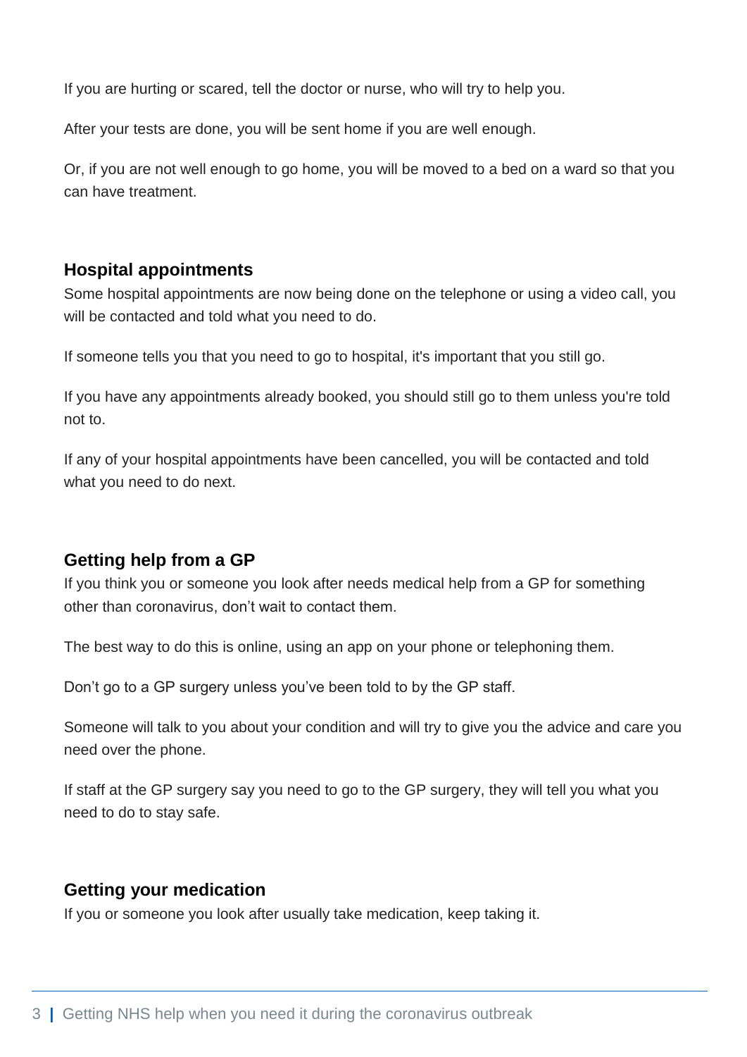If you are hurting or scared, tell the doctor or nurse, who will try to help you.

After your tests are done, you will be sent home if you are well enough.

Or, if you are not well enough to go home, you will be moved to a bed on a ward so that you can have treatment.

### Hospital appointments

Some hospital appointments are now being done on the telephone or using a video call, you will be contacted and told what you need to do.

If someone tells you that you need to go to hospital, it's important that you still go.

If you have any appointments already booked, you should still go to them unless you're told not to.

If any of your hospital appointments have been cancelled, you will be contacted and told what you need to do next.

### Getting help from a GP

If you think you or someone you look after needs medical help from a GP for something other than coronavirus, don't wait to contact them.

The best way to do this is online, using an app on your phone or telephoning them.

Don't go to a GP surgery unless you've been told to by the GP staff.

Someone will talk to you about your condition and will try to give you the advice and care you need over the phone.

If staff at the GP surgery say you need to go to the GP surgery, they will tell you what you need to do to stay safe.

### Getting your medication

If you or someone you look after usually take medication, keep taking it.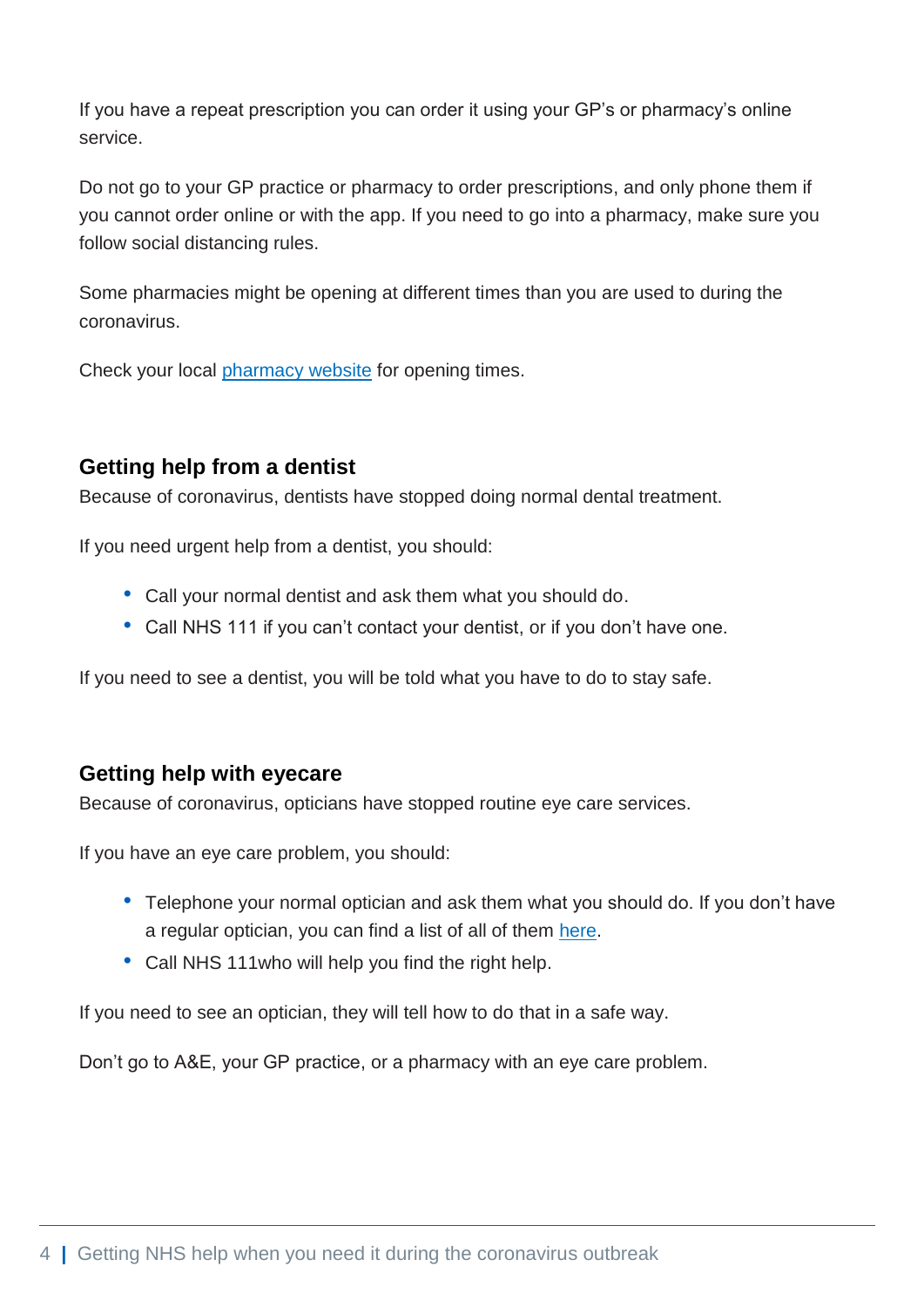If you have a repeat prescription you can order it using your GP's or pharmacy's online service.

Do not go to your GP practice or pharmacy to order prescriptions, and only phone them if you cannot order online or with the app. If you need to go into a pharmacy, make sure you follow social distancing rules.

Some pharmacies might be opening at different times than you are used to during the coronavirus.

Check your local pharmacy website for opening times.

## Getting help from a dentist

Because of coronavirus, dentists have stopped doing normal dental treatment.

If you need urgent help from a dentist, you should:

- Call your normal dentist and ask them what you should do.
- Call NHS 111 if you can't contact your dentist, or if you don't have one.

If you need to see a dentist, you will be told what you have to do to stay safe.

## Getting help with eyecare

Because of coronavirus, opticians have stopped routine eye care services.

If you have an eye care problem, you should:

- Telephone your normal optician and ask them what you should do. If you don't have a regular optician, you can find a list of all of them here.
- Call NHS 111who will help you find the right help.

If you need to see an optician, they will tell how to do that in a safe way.

Don't go to A&E, your GP practice, or a pharmacy with an eye care problem.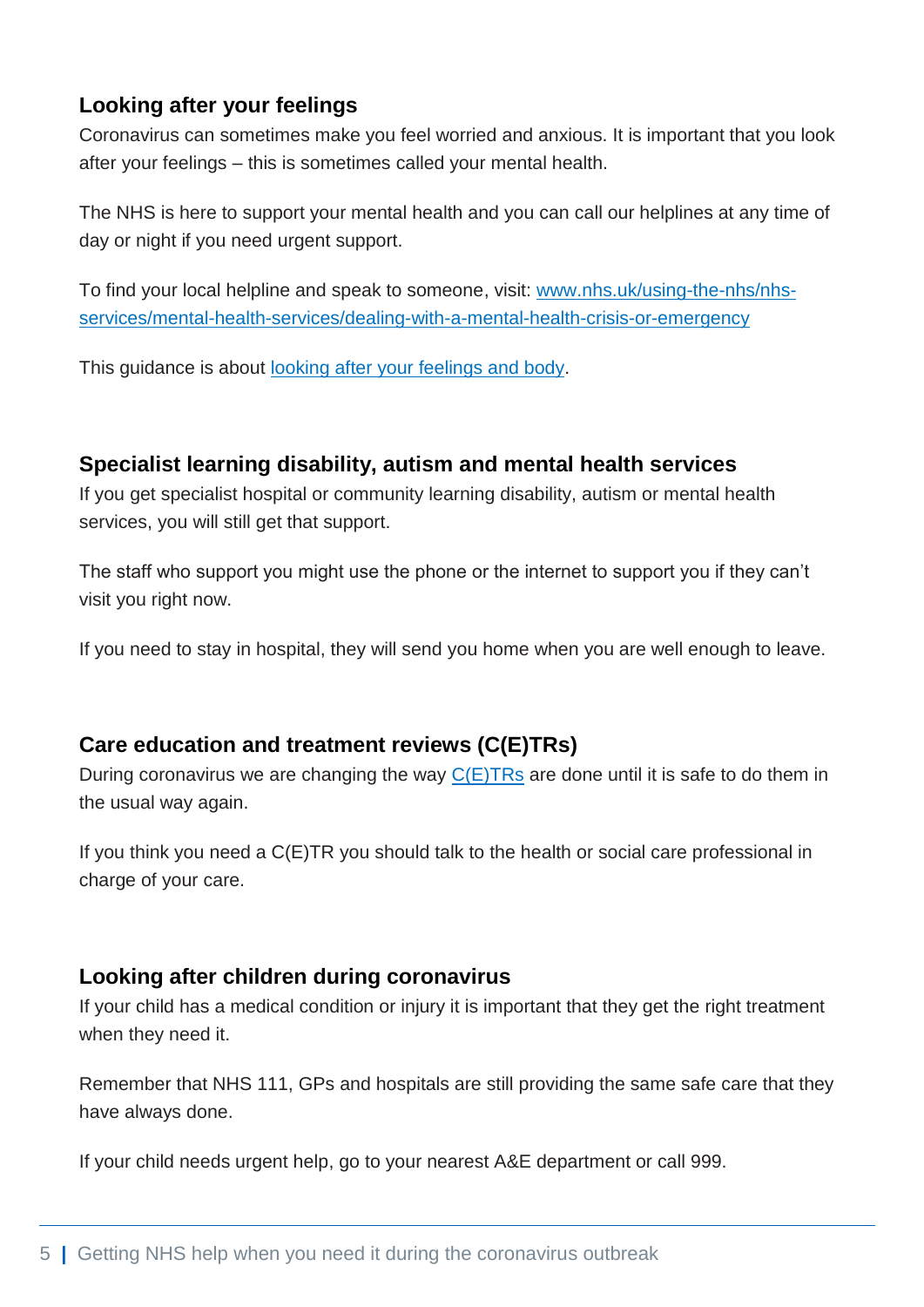## Looking after your feelings

Coronavirus can sometimes make you feel worried and anxious. It is important that you look after your feelings – this is sometimes called your mental health.

The NHS is here to support your mental health and you can call our helplines at any time of day or night if you need urgent support.

To find your local helpline and speak to someone, visit: www.nhs.uk/using-the-nhs/nhs-services/mental-health-services/dealing-with-a-mental-health-crisis-or-emergency

This guidance is about looking after your feelings and body.

## Specialist learning disability, autism and mental health services

If you get specialist hospital or community learning disability, autism or mental health services, you will still get that support.

The staff who support you might use the phone or the internet to support you if they can't visit you right now.

If you need to stay in hospital, they will send you home when you are well enough to leave.

## Care education and treatment reviews (C(E)TRs)

During coronavirus we are changing the way C(E)TRs are done until it is safe to do them in the usual way again.

If you think you need a C(E)TR you should talk to the health or social care professional in charge of your care.

## Looking after children during coronavirus

If your child has a medical condition or injury it is important that they get the right treatment when they need it.

Remember that NHS 111, GPs and hospitals are still providing the same safe care that they have always done.

If your child needs urgent help, go to your nearest A&E department or call 999.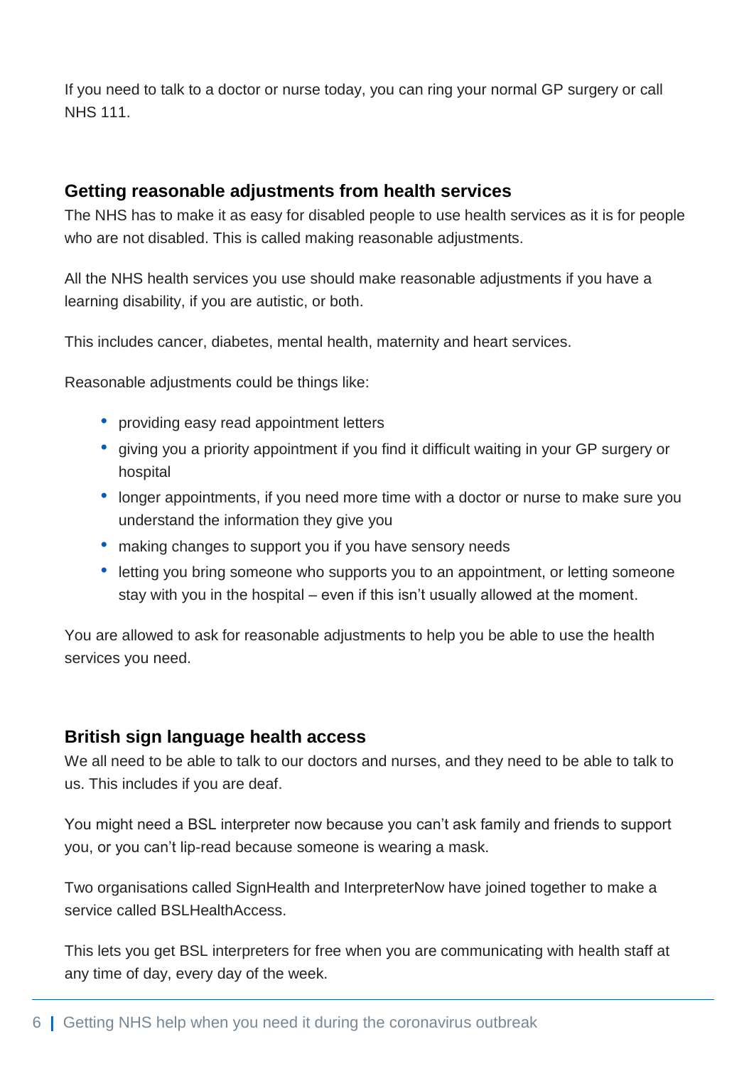If you need to talk to a doctor or nurse today, you can ring your normal GP surgery or call NHS 111.

## Getting reasonable adjustments from health services

The NHS has to make it as easy for disabled people to use health services as it is for people who are not disabled. This is called making reasonable adjustments.

All the NHS health services you use should make reasonable adjustments if you have a learning disability, if you are autistic, or both.

This includes cancer, diabetes, mental health, maternity and heart services.

Reasonable adjustments could be things like:

- providing easy read appointment letters
- giving you a priority appointment if you find it difficult waiting in your GP surgery or hospital
- longer appointments, if you need more time with a doctor or nurse to make sure you understand the information they give you
- making changes to support you if you have sensory needs
- letting you bring someone who supports you to an appointment, or letting someone stay with you in the hospital – even if this isn't usually allowed at the moment.

You are allowed to ask for reasonable adjustments to help you be able to use the health services you need.

## British sign language health access

We all need to be able to talk to our doctors and nurses, and they need to be able to talk to us. This includes if you are deaf.

You might need a BSL interpreter now because you can't ask family and friends to support you, or you can't lip-read because someone is wearing a mask.

Two organisations called SignHealth and InterpreterNow have joined together to make a service called BSLHealthAccess.

This lets you get BSL interpreters for free when you are communicating with health staff at any time of day, every day of the week.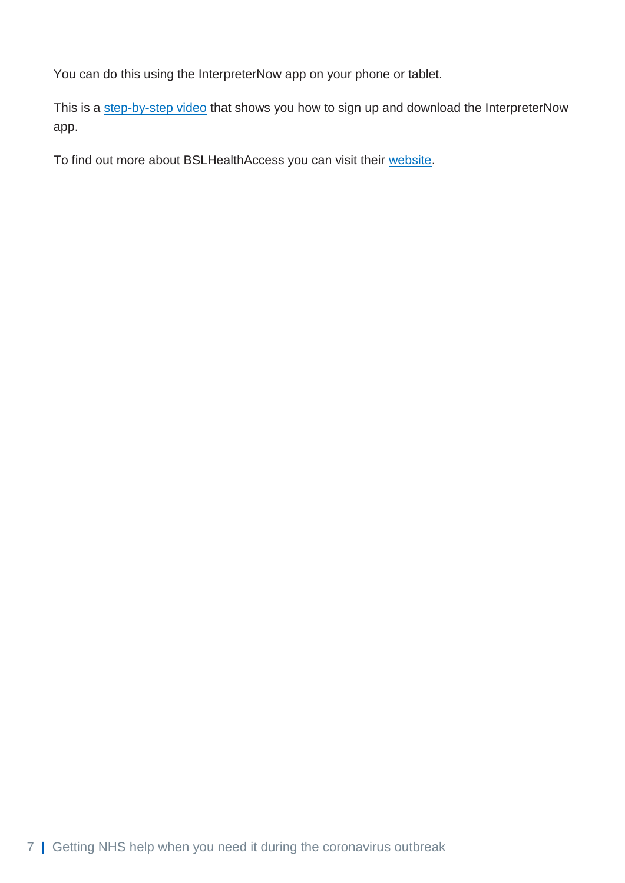You can do this using the InterpreterNow app on your phone or tablet.

This is a step-by-step video that shows you how to sign up and download the InterpreterNow app.

To find out more about BSLHealthAccess you can visit their website.